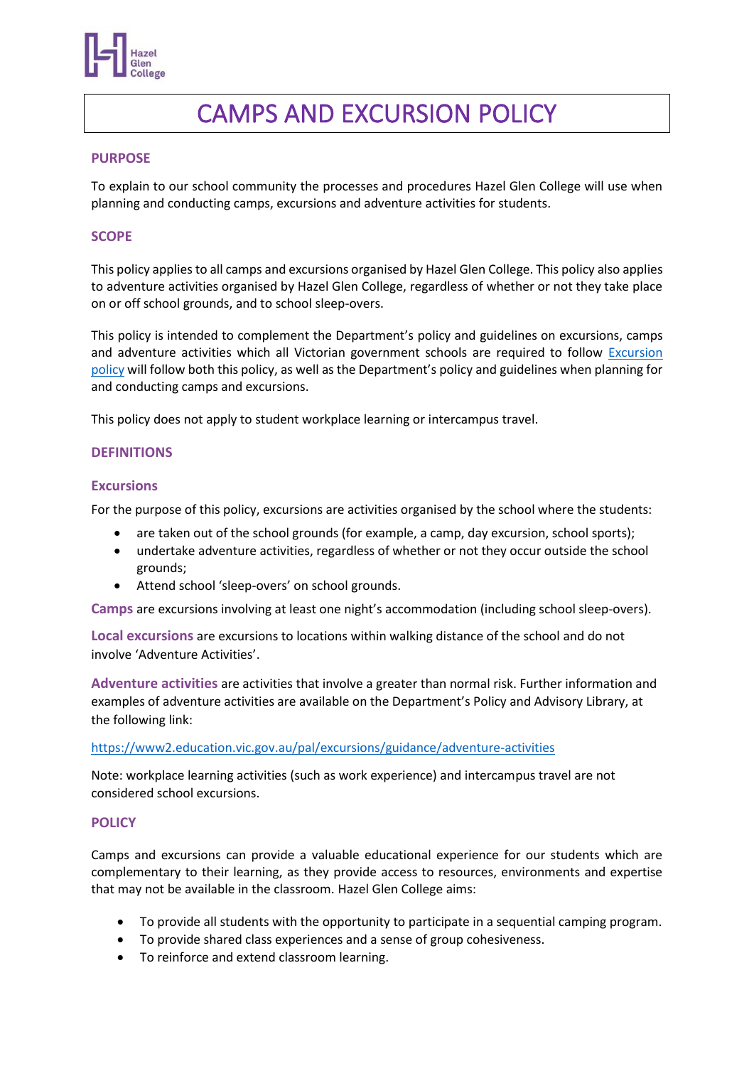# CAMPS AND EXCURSION POLICY

## PURPOSE

To explain to our school community the processes and procedures Hazel Glen College will use when planning and conducting camps, excursions and adventure activities for students.

## SCOPE

This policy applies to all camps and excursions organised by Hazel Glen College. This policy also applies to adventure activities organised by Hazel Glen College, regardless of whether or not they take place on or off school grounds, and to school sleep-overs.

This policy is intended to complement the Department's policy and guidelines on excursions, camps and adventure activities which all Victorian government schools are required to follow [Excursion policy] will follow both this policy, as well as the Department's policy and guidelines when planning for and conducting camps and excursions.

This policy does not apply to student workplace learning or intercampus travel.

## DEFINITIONS

### Excursions

For the purpose of this policy, excursions are activities organised by the school where the students:

- are taken out of the school grounds (for example, a camp, day excursion, school sports);
- undertake adventure activities, regardless of whether or not they occur outside the school grounds;
- Attend school 'sleep-overs' on school grounds.

**Camps** are excursions involving at least one night's accommodation (including school sleep-overs).

**Local excursions** are excursions to locations within walking distance of the school and do not involve 'Adventure Activities'.

**Adventure activities** are activities that involve a greater than normal risk. Further information and examples of adventure activities are available on the Department's Policy and Advisory Library, at the following link:

https://www2.education.vic.gov.au/pal/excursions/guidance/adventure-activities

Note: workplace learning activities (such as work experience) and intercampus travel are not considered school excursions.

## POLICY

Camps and excursions can provide a valuable educational experience for our students which are complementary to their learning, as they provide access to resources, environments and expertise that may not be available in the classroom. Hazel Glen College aims:

- To provide all students with the opportunity to participate in a sequential camping program.
- To provide shared class experiences and a sense of group cohesiveness.
- To reinforce and extend classroom learning.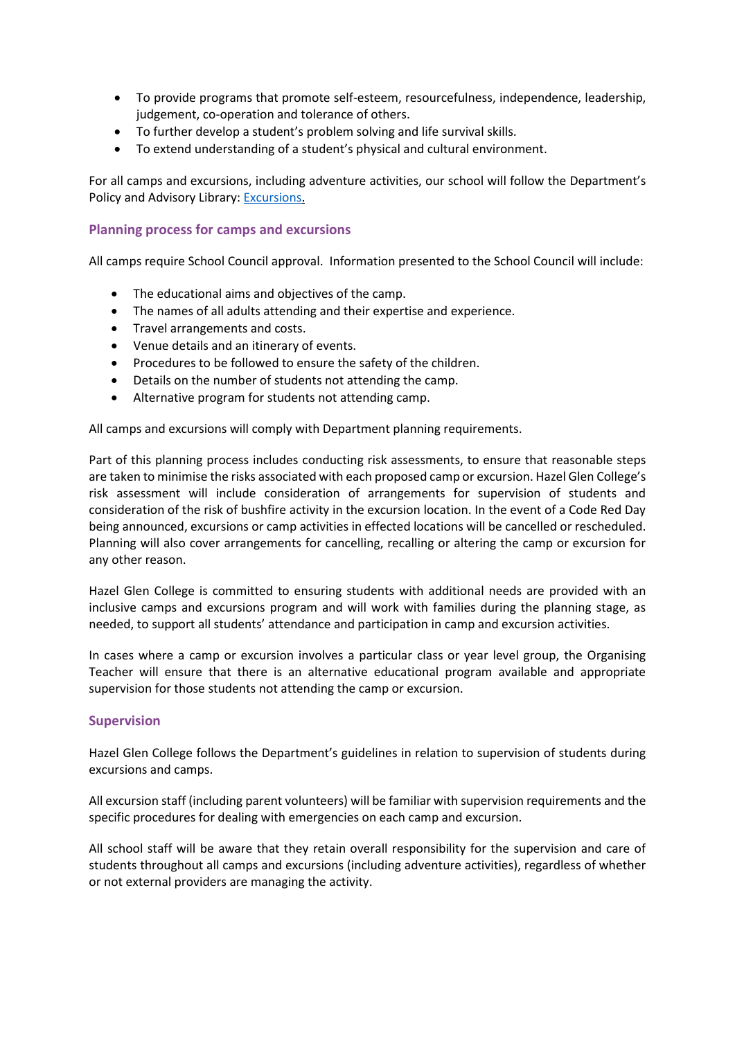- To provide programs that promote self-esteem, resourcefulness, independence, leadership, judgement, co-operation and tolerance of others.
- To further develop a student's problem solving and life survival skills.
- To extend understanding of a student's physical and cultural environment.

For all camps and excursions, including adventure activities, our school will follow the Department's Policy and Advisory Library: [Excursions](Excursions).

## Planning process for camps and excursions

All camps require School Council approval. Information presented to the School Council will include:

- The educational aims and objectives of the camp.
- The names of all adults attending and their expertise and experience.
- Travel arrangements and costs.
- Venue details and an itinerary of events.
- Procedures to be followed to ensure the safety of the children.
- Details on the number of students not attending the camp.
- Alternative program for students not attending camp.

All camps and excursions will comply with Department planning requirements.

Part of this planning process includes conducting risk assessments, to ensure that reasonable steps are taken to minimise the risks associated with each proposed camp or excursion. Hazel Glen College's risk assessment will include consideration of arrangements for supervision of students and consideration of the risk of bushfire activity in the excursion location. In the event of a Code Red Day being announced, excursions or camp activities in effected locations will be cancelled or rescheduled. Planning will also cover arrangements for cancelling, recalling or altering the camp or excursion for any other reason.

Hazel Glen College is committed to ensuring students with additional needs are provided with an inclusive camps and excursions program and will work with families during the planning stage, as needed, to support all students' attendance and participation in camp and excursion activities.

In cases where a camp or excursion involves a particular class or year level group, the Organising Teacher will ensure that there is an alternative educational program available and appropriate supervision for those students not attending the camp or excursion.

## Supervision

Hazel Glen College follows the Department's guidelines in relation to supervision of students during excursions and camps.

All excursion staff (including parent volunteers) will be familiar with supervision requirements and the specific procedures for dealing with emergencies on each camp and excursion.

All school staff will be aware that they retain overall responsibility for the supervision and care of students throughout all camps and excursions (including adventure activities), regardless of whether or not external providers are managing the activity.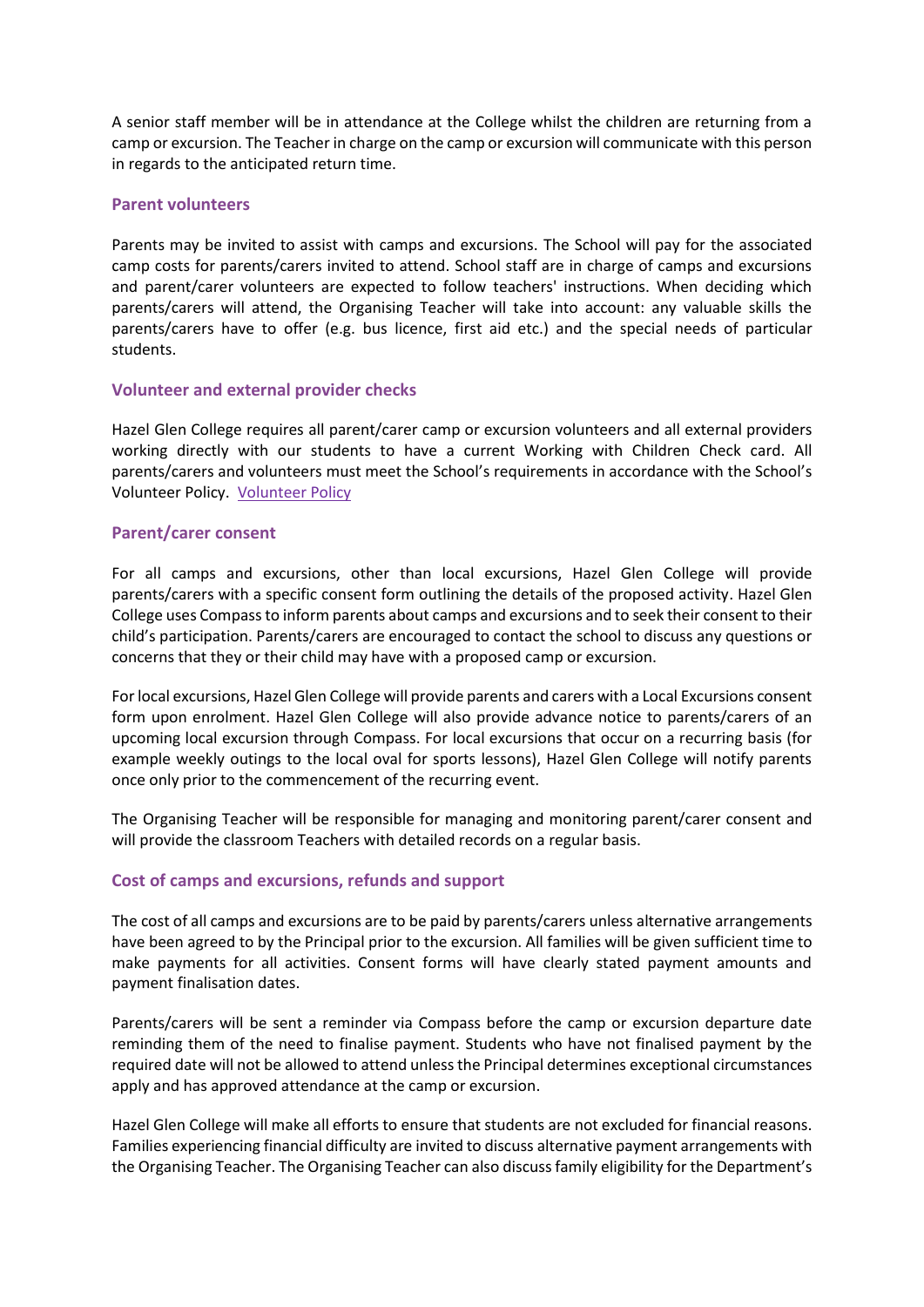A senior staff member will be in attendance at the College whilst the children are returning from a camp or excursion. The Teacher in charge on the camp or excursion will communicate with this person in regards to the anticipated return time.

## Parent volunteers

Parents may be invited to assist with camps and excursions. The School will pay for the associated camp costs for parents/carers invited to attend. School staff are in charge of camps and excursions and parent/carer volunteers are expected to follow teachers' instructions. When deciding which parents/carers will attend, the Organising Teacher will take into account: any valuable skills the parents/carers have to offer (e.g. bus licence, first aid etc.) and the special needs of particular students.

## Volunteer and external provider checks

Hazel Glen College requires all parent/carer camp or excursion volunteers and all external providers working directly with our students to have a current Working with Children Check card. All parents/carers and volunteers must meet the School's requirements in accordance with the School's Volunteer Policy. [Volunteer Policy]

## Parent/carer consent

For all camps and excursions, other than local excursions, Hazel Glen College will provide parents/carers with a specific consent form outlining the details of the proposed activity. Hazel Glen College uses Compass to inform parents about camps and excursions and to seek their consent to their child's participation. Parents/carers are encouraged to contact the school to discuss any questions or concerns that they or their child may have with a proposed camp or excursion.

For local excursions, Hazel Glen College will provide parents and carers with a Local Excursions consent form upon enrolment. Hazel Glen College will also provide advance notice to parents/carers of an upcoming local excursion through Compass. For local excursions that occur on a recurring basis (for example weekly outings to the local oval for sports lessons), Hazel Glen College will notify parents once only prior to the commencement of the recurring event.

The Organising Teacher will be responsible for managing and monitoring parent/carer consent and will provide the classroom Teachers with detailed records on a regular basis.

## Cost of camps and excursions, refunds and support

The cost of all camps and excursions are to be paid by parents/carers unless alternative arrangements have been agreed to by the Principal prior to the excursion. All families will be given sufficient time to make payments for all activities. Consent forms will have clearly stated payment amounts and payment finalisation dates.

Parents/carers will be sent a reminder via Compass before the camp or excursion departure date reminding them of the need to finalise payment. Students who have not finalised payment by the required date will not be allowed to attend unless the Principal determines exceptional circumstances apply and has approved attendance at the camp or excursion.

Hazel Glen College will make all efforts to ensure that students are not excluded for financial reasons. Families experiencing financial difficulty are invited to discuss alternative payment arrangements with the Organising Teacher. The Organising Teacher can also discuss family eligibility for the Department's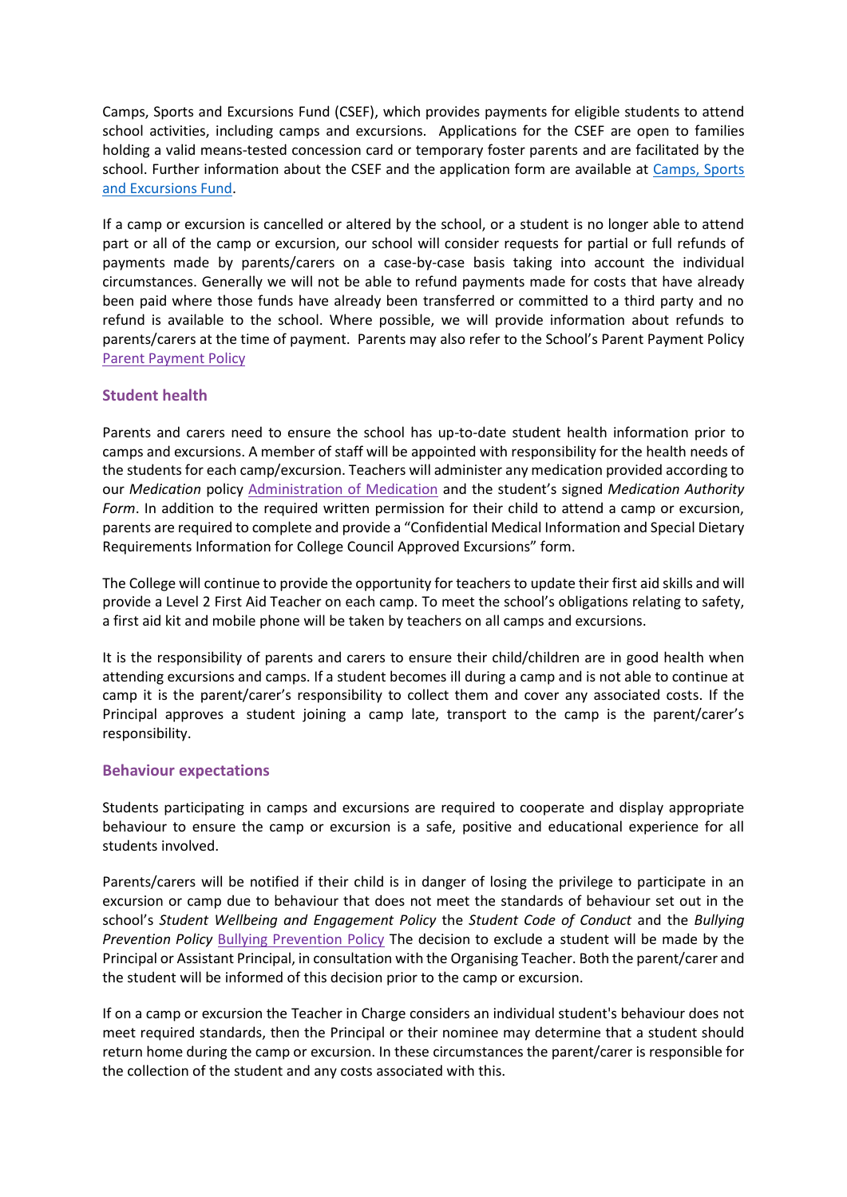Camps, Sports and Excursions Fund (CSEF), which provides payments for eligible students to attend school activities, including camps and excursions. Applications for the CSEF are open to families holding a valid means-tested concession card or temporary foster parents and are facilitated by the school. Further information about the CSEF and the application form are available at [Camps, Sports and Excursions Fund](Camps, Sports and Excursions Fund).

If a camp or excursion is cancelled or altered by the school, or a student is no longer able to attend part or all of the camp or excursion, our school will consider requests for partial or full refunds of payments made by parents/carers on a case-by-case basis taking into account the individual circumstances. Generally we will not be able to refund payments made for costs that have already been paid where those funds have already been transferred or committed to a third party and no refund is available to the school. Where possible, we will provide information about refunds to parents/carers at the time of payment. Parents may also refer to the School's Parent Payment Policy [Parent Payment Policy](Parent Payment Policy)

## Student health

Parents and carers need to ensure the school has up-to-date student health information prior to camps and excursions. A member of staff will be appointed with responsibility for the health needs of the students for each camp/excursion. Teachers will administer any medication provided according to our *Medication* policy [Administration of Medication](Administration of Medication) and the student's signed *Medication Authority Form*. In addition to the required written permission for their child to attend a camp or excursion, parents are required to complete and provide a "Confidential Medical Information and Special Dietary Requirements Information for College Council Approved Excursions" form.

The College will continue to provide the opportunity for teachers to update their first aid skills and will provide a Level 2 First Aid Teacher on each camp. To meet the school's obligations relating to safety, a first aid kit and mobile phone will be taken by teachers on all camps and excursions.

It is the responsibility of parents and carers to ensure their child/children are in good health when attending excursions and camps. If a student becomes ill during a camp and is not able to continue at camp it is the parent/carer's responsibility to collect them and cover any associated costs. If the Principal approves a student joining a camp late, transport to the camp is the parent/carer's responsibility.

## Behaviour expectations

Students participating in camps and excursions are required to cooperate and display appropriate behaviour to ensure the camp or excursion is a safe, positive and educational experience for all students involved.

Parents/carers will be notified if their child is in danger of losing the privilege to participate in an excursion or camp due to behaviour that does not meet the standards of behaviour set out in the school's *Student Wellbeing and Engagement Policy* the *Student Code of Conduct* and the *Bullying Prevention Policy* [Bullying Prevention Policy](Bullying Prevention Policy) The decision to exclude a student will be made by the Principal or Assistant Principal, in consultation with the Organising Teacher. Both the parent/carer and the student will be informed of this decision prior to the camp or excursion.

If on a camp or excursion the Teacher in Charge considers an individual student's behaviour does not meet required standards, then the Principal or their nominee may determine that a student should return home during the camp or excursion. In these circumstances the parent/carer is responsible for the collection of the student and any costs associated with this.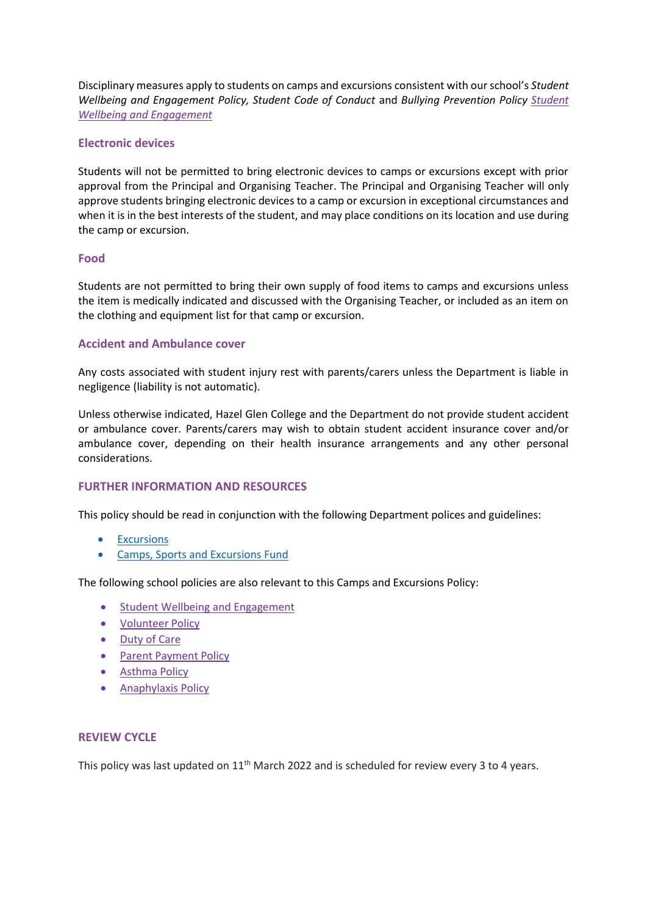Disciplinary measures apply to students on camps and excursions consistent with our school's *Student Wellbeing and Engagement Policy, Student Code of Conduct* and *Bullying Prevention Policy* *Student Wellbeing and Engagement*

### Electronic devices

Students will not be permitted to bring electronic devices to camps or excursions except with prior approval from the Principal and Organising Teacher. The Principal and Organising Teacher will only approve students bringing electronic devices to a camp or excursion in exceptional circumstances and when it is in the best interests of the student, and may place conditions on its location and use during the camp or excursion.

### Food

Students are not permitted to bring their own supply of food items to camps and excursions unless the item is medically indicated and discussed with the Organising Teacher, or included as an item on the clothing and equipment list for that camp or excursion.

### Accident and Ambulance cover

Any costs associated with student injury rest with parents/carers unless the Department is liable in negligence (liability is not automatic).

Unless otherwise indicated, Hazel Glen College and the Department do not provide student accident or ambulance cover. Parents/carers may wish to obtain student accident insurance cover and/or ambulance cover, depending on their health insurance arrangements and any other personal considerations.

## FURTHER INFORMATION AND RESOURCES

This policy should be read in conjunction with the following Department polices and guidelines:

- Excursions
- Camps, Sports and Excursions Fund

The following school policies are also relevant to this Camps and Excursions Policy:

- Student Wellbeing and Engagement
- Volunteer Policy
- Duty of Care
- Parent Payment Policy
- Asthma Policy
- Anaphylaxis Policy

## REVIEW CYCLE

This policy was last updated on 11th March 2022 and is scheduled for review every 3 to 4 years.